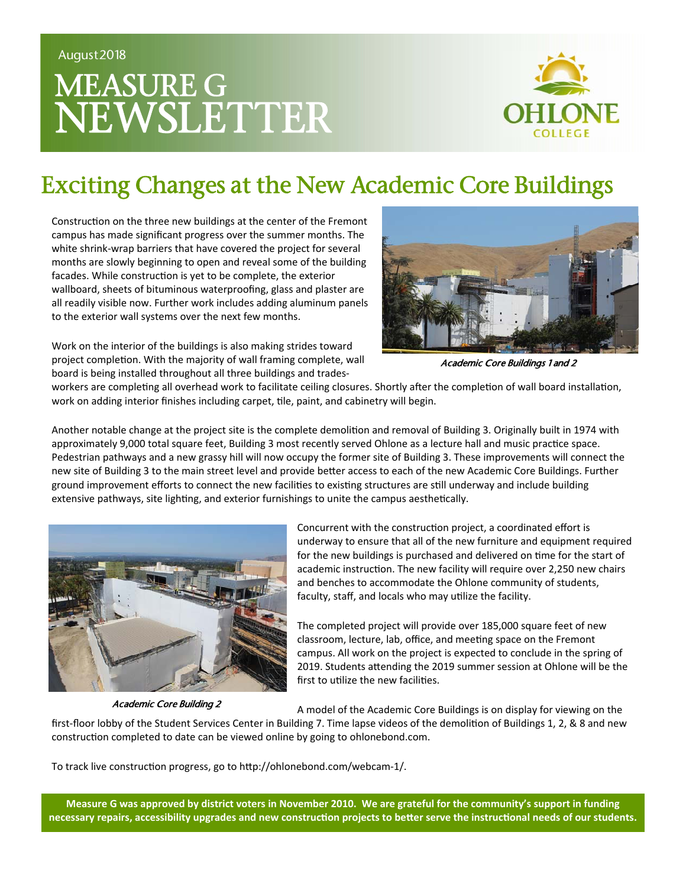August 2018

# MEASURE G NEWSLETTER

OHLONE COLLEGE

## Exciting Changes at the New Academic Core Buildings

Construction on the three new buildings at the center of the Fremont campus has made significant progress over the summer months. The white shrink-wrap barriers that have covered the project for several months are slowly beginning to open and reveal some of the building facades. While construction is yet to be complete, the exterior wallboard, sheets of bituminous waterproofing, glass and plaster are all readily visible now. Further work includes adding aluminum panels to the exterior wall systems over the next few months.

*Academic Core Buildings 1 and 2*

Work on the interior of the buildings is also making strides toward project completion. With the majority of wall framing complete, wall board is being installed throughout all three buildings and trades-workers are completing all overhead work to facilitate ceiling closures. Shortly after the completion of wall board installation, work on adding interior finishes including carpet, tile, paint, and cabinetry will begin.

Another notable change at the project site is the complete demolition and removal of Building 3. Originally built in 1974 with approximately 9,000 total square feet, Building 3 most recently served Ohlone as a lecture hall and music practice space. Pedestrian pathways and a new grassy hill will now occupy the former site of Building 3. These improvements will connect the new site of Building 3 to the main street level and provide better access to each of the new Academic Core Buildings. Further ground improvement efforts to connect the new facilities to existing structures are still underway and include building extensive pathways, site lighting, and exterior furnishings to unite the campus aesthetically.

*Academic Core Building 2*

Concurrent with the construction project, a coordinated effort is underway to ensure that all of the new furniture and equipment required for the new buildings is purchased and delivered on time for the start of academic instruction. The new facility will require over 2,250 new chairs and benches to accommodate the Ohlone community of students, faculty, staff, and locals who may utilize the facility.

The completed project will provide over 185,000 square feet of new classroom, lecture, lab, office, and meeting space on the Fremont campus. All work on the project is expected to conclude in the spring of 2019. Students attending the 2019 summer session at Ohlone will be the first to utilize the new facilities.

A model of the Academic Core Buildings is on display for viewing on the first-floor lobby of the Student Services Center in Building 7. Time lapse videos of the demolition of Buildings 1, 2, & 8 and new construction completed to date can be viewed online by going to ohlonebond.com.

To track live construction progress, go to http://ohlonebond.com/webcam-1/.

**Measure G was approved by district voters in November 2010. We are grateful for the community's support in funding necessary repairs, accessibility upgrades and new construction projects to better serve the instructional needs of our students.**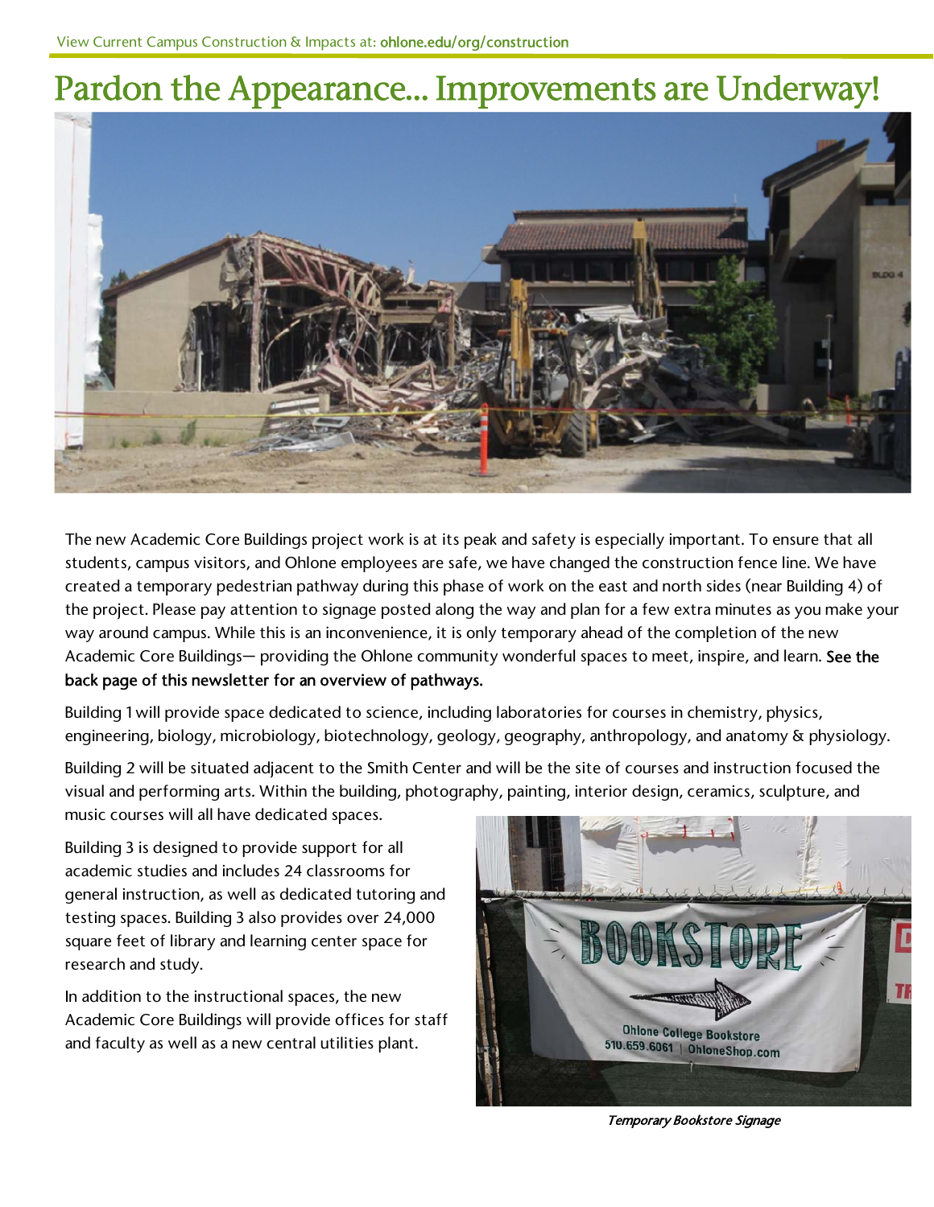# Pardon the Appearance... Improvements are Underway!

The new Academic Core Buildings project work is at its peak and safety is especially important. To ensure that all students, campus visitors, and Ohlone employees are safe, we have changed the construction fence line. We have created a temporary pedestrian pathway during this phase of work on the east and north sides (near Building 4) of the project. Please pay attention to signage posted along the way and plan for a few extra minutes as you make your way around campus. While this is an inconvenience, it is only temporary ahead of the completion of the new Academic Core Buildings— providing the Ohlone community wonderful spaces to meet, inspire, and learn. **See the back page of this newsletter for an overview of pathways.**

Building 1 will provide space dedicated to science, including laboratories for courses in chemistry, physics, engineering, biology, microbiology, biotechnology, geology, geography, anthropology, and anatomy & physiology.

Building 2 will be situated adjacent to the Smith Center and will be the site of courses and instruction focused the visual and performing arts. Within the building, photography, painting, interior design, ceramics, sculpture, and music courses will all have dedicated spaces.

Building 3 is designed to provide support for all academic studies and includes 24 classrooms for general instruction, as well as dedicated tutoring and testing spaces. Building 3 also provides over 24,000 square feet of library and learning center space for research and study.

In addition to the instructional spaces, the new Academic Core Buildings will provide offices for staff and faculty as well as a new central utilities plant.

*Temporary Bookstore Signage*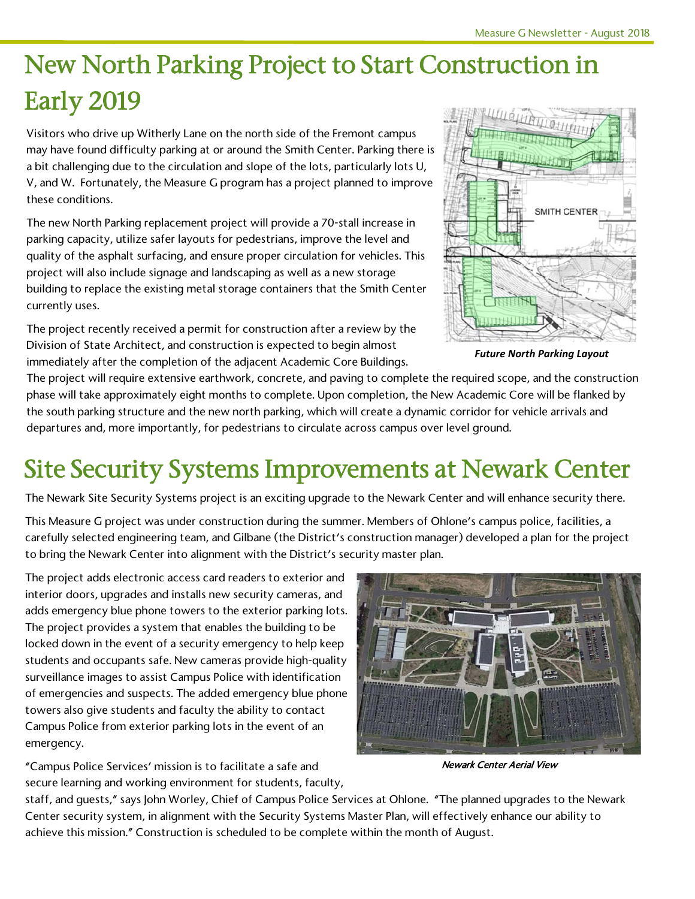# New North Parking Project to Start Construction in Early 2019

Visitors who drive up Witherly Lane on the north side of the Fremont campus may have found difficulty parking at or around the Smith Center. Parking there is a bit challenging due to the circulation and slope of the lots, particularly lots U, V, and W. Fortunately, the Measure G program has a project planned to improve these conditions.

The new North Parking replacement project will provide a 70-stall increase in parking capacity, utilize safer layouts for pedestrians, improve the level and quality of the asphalt surfacing, and ensure proper circulation for vehicles. This project will also include signage and landscaping as well as a new storage building to replace the existing metal storage containers that the Smith Center currently uses.

The project recently received a permit for construction after a review by the Division of State Architect, and construction is expected to begin almost immediately after the completion of the adjacent Academic Core Buildings. The project will require extensive earthwork, concrete, and paving to complete the required scope, and the construction phase will take approximately eight months to complete. Upon completion, the New Academic Core will be flanked by the south parking structure and the new north parking, which will create a dynamic corridor for vehicle arrivals and departures and, more importantly, for pedestrians to circulate across campus over level ground.

***Future North Parking Layout***

# Site Security Systems Improvements at Newark Center

The Newark Site Security Systems project is an exciting upgrade to the Newark Center and will enhance security there.

This Measure G project was under construction during the summer. Members of Ohlone's campus police, facilities, a carefully selected engineering team, and Gilbane (the District's construction manager) developed a plan for the project to bring the Newark Center into alignment with the District's security master plan.

The project adds electronic access card readers to exterior and interior doors, upgrades and installs new security cameras, and adds emergency blue phone towers to the exterior parking lots. The project provides a system that enables the building to be locked down in the event of a security emergency to help keep students and occupants safe. New cameras provide high-quality surveillance images to assist Campus Police with identification of emergencies and suspects. The added emergency blue phone towers also give students and faculty the ability to contact Campus Police from exterior parking lots in the event of an emergency.

"Campus Police Services' mission is to facilitate a safe and secure learning and working environment for students, faculty, staff, and guests," says John Worley, Chief of Campus Police Services at Ohlone. "The planned upgrades to the Newark Center security system, in alignment with the Security Systems Master Plan, will effectively enhance our ability to achieve this mission." Construction is scheduled to be complete within the month of August.

*Newark Center Aerial View*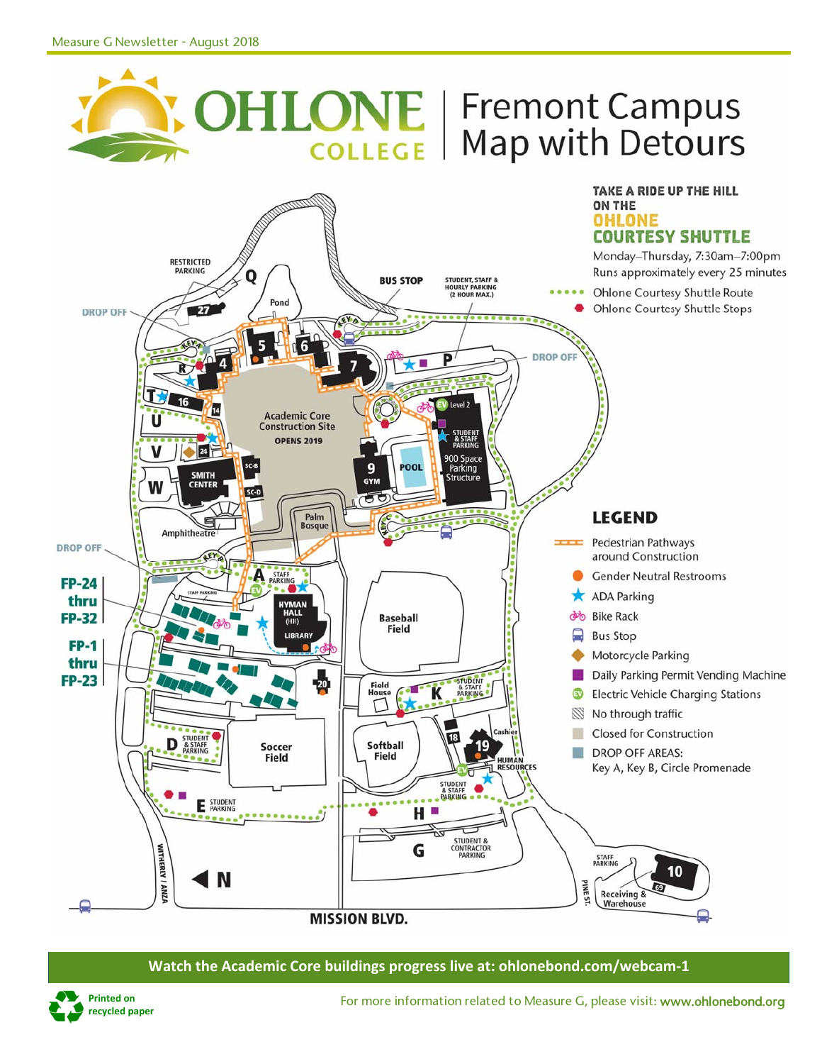# OHLONE COLLEGE | Fremont Campus Map with Detours

**TAKE A RIDE UP THE HILL ON THE OHLONE COURTESY SHUTTLE**

Monday–Thursday, 7:30am–7:00pm
Runs approximately every 25 minutes

- Ohlone Courtesy Shuttle Route
- Ohlone Courtesy Shuttle Stops

RESTRICTED PARKING
Q
DROP OFF
27
Pond
BUS STOP
STUDENT, STAFF & HOURLY PARKING (2 HOUR MAX.)
KEY A
KEY D
5
6
7
4
R
P
DROP OFF
T
16
14
U
V
24
Academic Core Construction Site
OPENS 2019
Level 2
STUDENT & STAFF PARKING
900 Space Parking Structure
POOL
9
GYM
SC-B
SMITH CENTER
W
SC-D
Palm Bosque
Amphitheatre
KEY C
DROP OFF
KEY B
FP-24 thru FP-32
STAFF PARKING
A
STAFF PARKING
HYMAN HALL (HH)
LIBRARY
Baseball Field
FP-1 thru FP-23
20
Field House
K
STUDENT & STAFF PARKING
D
STUDENT & STAFF PARKING
Soccer Field
Softball Field
18
19
Cashier
HUMAN RESOURCES
STUDENT & STAFF PARKING
E
STUDENT PARKING
H
G
STUDENT & CONTRACTOR PARKING
STAFF PARKING
10
69
Receiving & Warehouse
WITHERLY / ANZA
N
PINE ST.
MISSION BLVD.

## LEGEND

- Pedestrian Pathways around Construction
- Gender Neutral Restrooms
- ADA Parking
- Bike Rack
- Bus Stop
- Motorcycle Parking
- Daily Parking Permit Vending Machine
- Electric Vehicle Charging Stations
- No through traffic
- Closed for Construction
- DROP OFF AREAS: Key A, Key B, Circle Promenade

**Watch the Academic Core buildings progress live at: ohlonebond.com/webcam-1**

**Printed on recycled paper**

For more information related to Measure G, please visit: **www.ohlonebond.org**